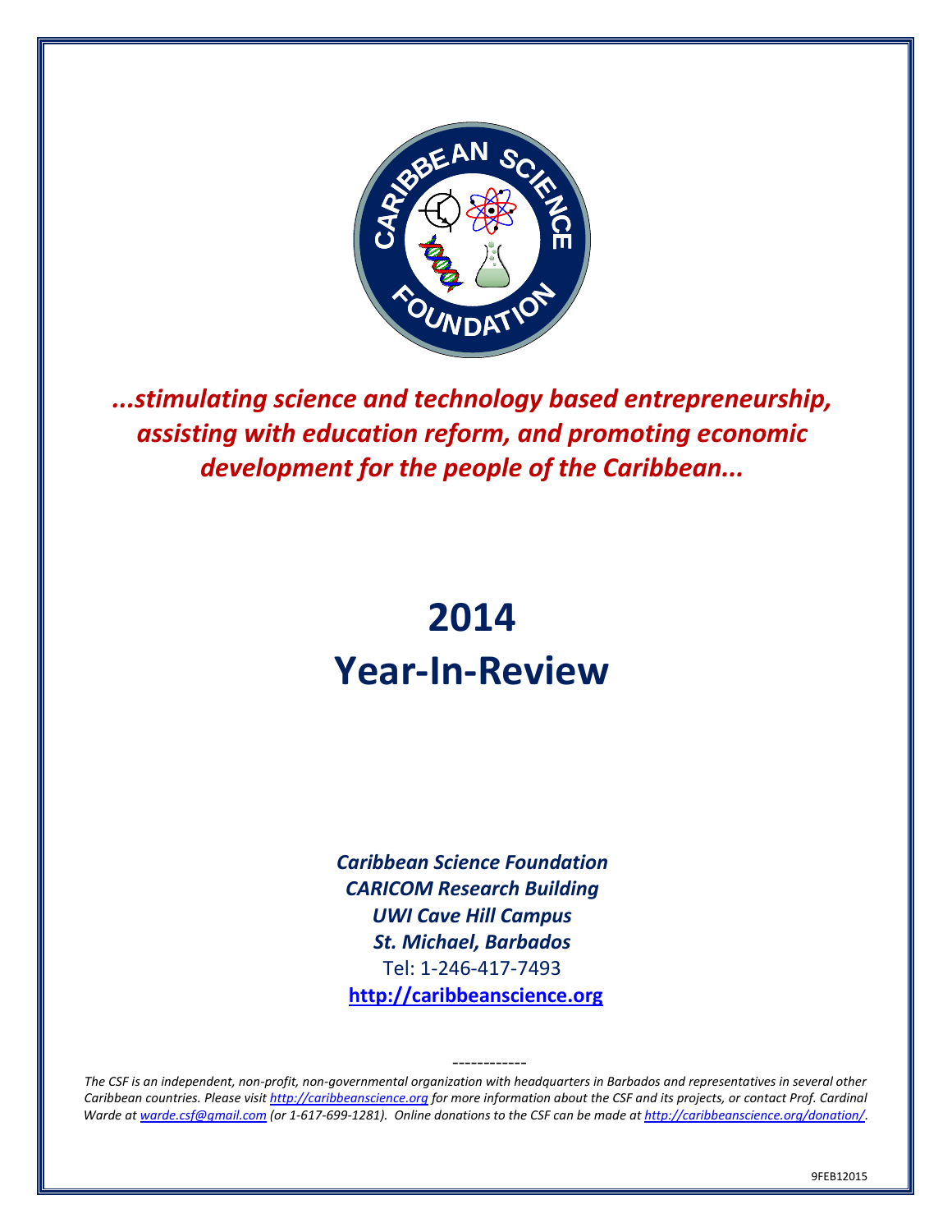***...stimulating science and technology based entrepreneurship, assisting with education reform, and promoting economic development for the people of the Caribbean...***

# 2014
# Year-In-Review

***Caribbean Science Foundation***
***CARICOM Research Building***
***UWI Cave Hill Campus***
***St. Michael, Barbados***
Tel: 1-246-417-7493
**http://caribbeanscience.org**

------------

*The CSF is an independent, non-profit, non-governmental organization with headquarters in Barbados and representatives in several other Caribbean countries. Please visit http://caribbeanscience.org for more information about the CSF and its projects, or contact Prof. Cardinal Warde at warde.csf@gmail.com (or 1-617-699-1281). Online donations to the CSF can be made at http://caribbeanscience.org/donation/.*

9FEB12015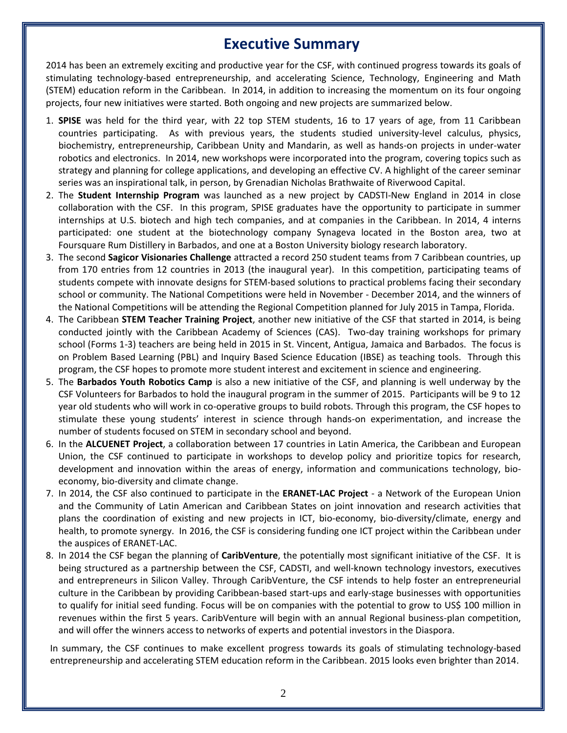# Executive Summary

2014 has been an extremely exciting and productive year for the CSF, with continued progress towards its goals of stimulating technology-based entrepreneurship, and accelerating Science, Technology, Engineering and Math (STEM) education reform in the Caribbean. In 2014, in addition to increasing the momentum on its four ongoing projects, four new initiatives were started. Both ongoing and new projects are summarized below.

1. **SPISE** was held for the third year, with 22 top STEM students, 16 to 17 years of age, from 11 Caribbean countries participating. As with previous years, the students studied university-level calculus, physics, biochemistry, entrepreneurship, Caribbean Unity and Mandarin, as well as hands-on projects in under-water robotics and electronics. In 2014, new workshops were incorporated into the program, covering topics such as strategy and planning for college applications, and developing an effective CV. A highlight of the career seminar series was an inspirational talk, in person, by Grenadian Nicholas Brathwaite of Riverwood Capital.
2. The **Student Internship Program** was launched as a new project by CADSTI-New England in 2014 in close collaboration with the CSF. In this program, SPISE graduates have the opportunity to participate in summer internships at U.S. biotech and high tech companies, and at companies in the Caribbean. In 2014, 4 interns participated: one student at the biotechnology company Synageva located in the Boston area, two at Foursquare Rum Distillery in Barbados, and one at a Boston University biology research laboratory.
3. The second **Sagicor Visionaries Challenge** attracted a record 250 student teams from 7 Caribbean countries, up from 170 entries from 12 countries in 2013 (the inaugural year). In this competition, participating teams of students compete with innovate designs for STEM-based solutions to practical problems facing their secondary school or community. The National Competitions were held in November - December 2014, and the winners of the National Competitions will be attending the Regional Competition planned for July 2015 in Tampa, Florida.
4. The Caribbean **STEM Teacher Training Project**, another new initiative of the CSF that started in 2014, is being conducted jointly with the Caribbean Academy of Sciences (CAS). Two-day training workshops for primary school (Forms 1-3) teachers are being held in 2015 in St. Vincent, Antigua, Jamaica and Barbados. The focus is on Problem Based Learning (PBL) and Inquiry Based Science Education (IBSE) as teaching tools. Through this program, the CSF hopes to promote more student interest and excitement in science and engineering.
5. The **Barbados Youth Robotics Camp** is also a new initiative of the CSF, and planning is well underway by the CSF Volunteers for Barbados to hold the inaugural program in the summer of 2015. Participants will be 9 to 12 year old students who will work in co-operative groups to build robots. Through this program, the CSF hopes to stimulate these young students' interest in science through hands-on experimentation, and increase the number of students focused on STEM in secondary school and beyond.
6. In the **ALCUENET Project**, a collaboration between 17 countries in Latin America, the Caribbean and European Union, the CSF continued to participate in workshops to develop policy and prioritize topics for research, development and innovation within the areas of energy, information and communications technology, bio-economy, bio-diversity and climate change.
7. In 2014, the CSF also continued to participate in the **ERANET-LAC Project** - a Network of the European Union and the Community of Latin American and Caribbean States on joint innovation and research activities that plans the coordination of existing and new projects in ICT, bio-economy, bio-diversity/climate, energy and health, to promote synergy. In 2016, the CSF is considering funding one ICT project within the Caribbean under the auspices of ERANET-LAC.
8. In 2014 the CSF began the planning of **CaribVenture**, the potentially most significant initiative of the CSF. It is being structured as a partnership between the CSF, CADSTI, and well-known technology investors, executives and entrepreneurs in Silicon Valley. Through CaribVenture, the CSF intends to help foster an entrepreneurial culture in the Caribbean by providing Caribbean-based start-ups and early-stage businesses with opportunities to qualify for initial seed funding. Focus will be on companies with the potential to grow to US$ 100 million in revenues within the first 5 years. CaribVenture will begin with an annual Regional business-plan competition, and will offer the winners access to networks of experts and potential investors in the Diaspora.

In summary, the CSF continues to make excellent progress towards its goals of stimulating technology-based entrepreneurship and accelerating STEM education reform in the Caribbean. 2015 looks even brighter than 2014.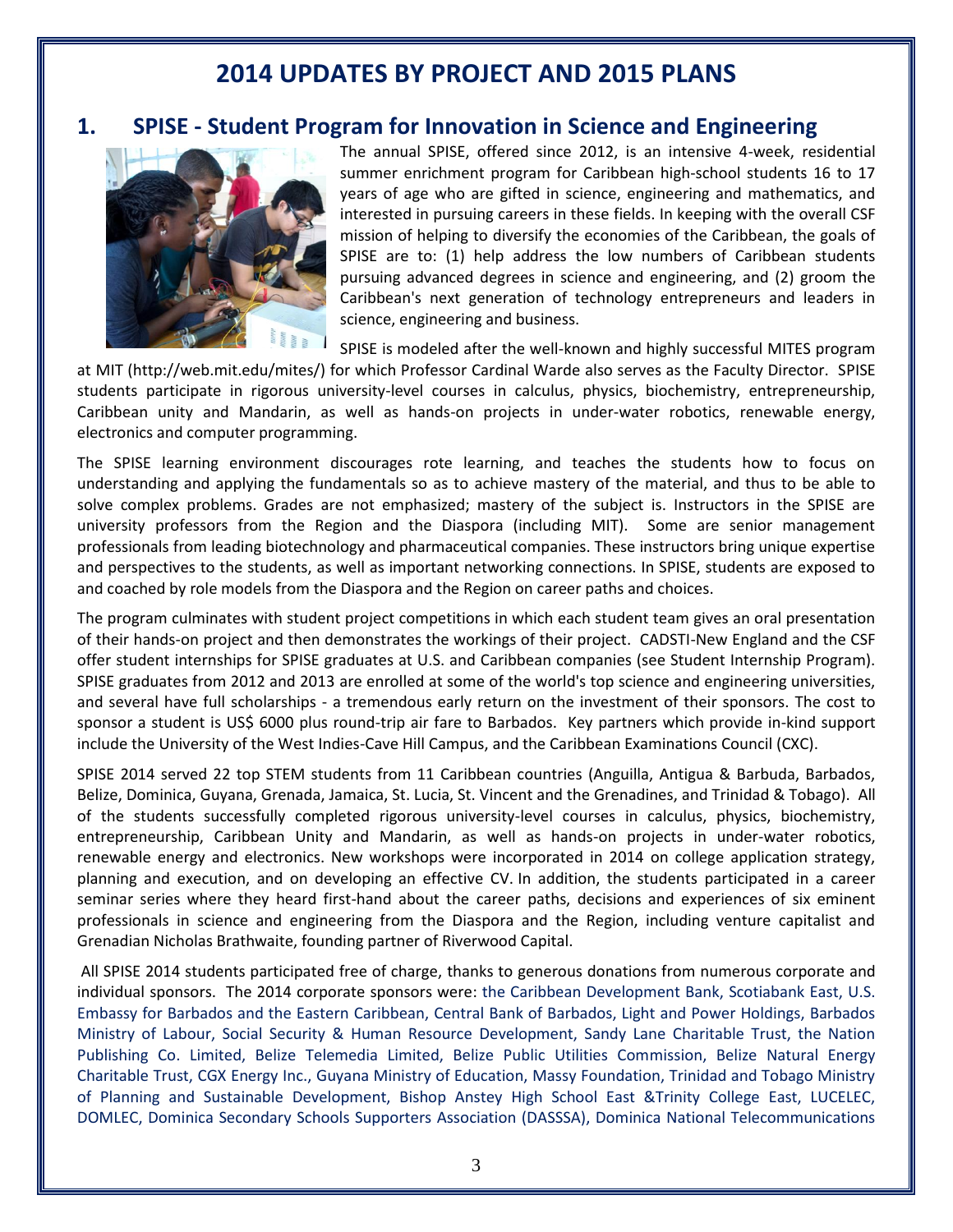# 2014 UPDATES BY PROJECT AND 2015 PLANS

## 1. SPISE - Student Program for Innovation in Science and Engineering

The annual SPISE, offered since 2012, is an intensive 4-week, residential summer enrichment program for Caribbean high-school students 16 to 17 years of age who are gifted in science, engineering and mathematics, and interested in pursuing careers in these fields. In keeping with the overall CSF mission of helping to diversify the economies of the Caribbean, the goals of SPISE are to: (1) help address the low numbers of Caribbean students pursuing advanced degrees in science and engineering, and (2) groom the Caribbean's next generation of technology entrepreneurs and leaders in science, engineering and business.

SPISE is modeled after the well-known and highly successful MITES program at MIT (http://web.mit.edu/mites/) for which Professor Cardinal Warde also serves as the Faculty Director. SPISE students participate in rigorous university-level courses in calculus, physics, biochemistry, entrepreneurship, Caribbean unity and Mandarin, as well as hands-on projects in under-water robotics, renewable energy, electronics and computer programming.

The SPISE learning environment discourages rote learning, and teaches the students how to focus on understanding and applying the fundamentals so as to achieve mastery of the material, and thus to be able to solve complex problems. Grades are not emphasized; mastery of the subject is. Instructors in the SPISE are university professors from the Region and the Diaspora (including MIT). Some are senior management professionals from leading biotechnology and pharmaceutical companies. These instructors bring unique expertise and perspectives to the students, as well as important networking connections. In SPISE, students are exposed to and coached by role models from the Diaspora and the Region on career paths and choices.

The program culminates with student project competitions in which each student team gives an oral presentation of their hands-on project and then demonstrates the workings of their project. CADSTI-New England and the CSF offer student internships for SPISE graduates at U.S. and Caribbean companies (see Student Internship Program). SPISE graduates from 2012 and 2013 are enrolled at some of the world's top science and engineering universities, and several have full scholarships - a tremendous early return on the investment of their sponsors. The cost to sponsor a student is US$ 6000 plus round-trip air fare to Barbados. Key partners which provide in-kind support include the University of the West Indies-Cave Hill Campus, and the Caribbean Examinations Council (CXC).

SPISE 2014 served 22 top STEM students from 11 Caribbean countries (Anguilla, Antigua & Barbuda, Barbados, Belize, Dominica, Guyana, Grenada, Jamaica, St. Lucia, St. Vincent and the Grenadines, and Trinidad & Tobago). All of the students successfully completed rigorous university-level courses in calculus, physics, biochemistry, entrepreneurship, Caribbean Unity and Mandarin, as well as hands-on projects in under-water robotics, renewable energy and electronics. New workshops were incorporated in 2014 on college application strategy, planning and execution, and on developing an effective CV. In addition, the students participated in a career seminar series where they heard first-hand about the career paths, decisions and experiences of six eminent professionals in science and engineering from the Diaspora and the Region, including venture capitalist and Grenadian Nicholas Brathwaite, founding partner of Riverwood Capital.

All SPISE 2014 students participated free of charge, thanks to generous donations from numerous corporate and individual sponsors. The 2014 corporate sponsors were: the Caribbean Development Bank, Scotiabank East, U.S. Embassy for Barbados and the Eastern Caribbean, Central Bank of Barbados, Light and Power Holdings, Barbados Ministry of Labour, Social Security & Human Resource Development, Sandy Lane Charitable Trust, the Nation Publishing Co. Limited, Belize Telemedia Limited, Belize Public Utilities Commission, Belize Natural Energy Charitable Trust, CGX Energy Inc., Guyana Ministry of Education, Massy Foundation, Trinidad and Tobago Ministry of Planning and Sustainable Development, Bishop Anstey High School East &Trinity College East, LUCELEC, DOMLEC, Dominica Secondary Schools Supporters Association (DASSSA), Dominica National Telecommunications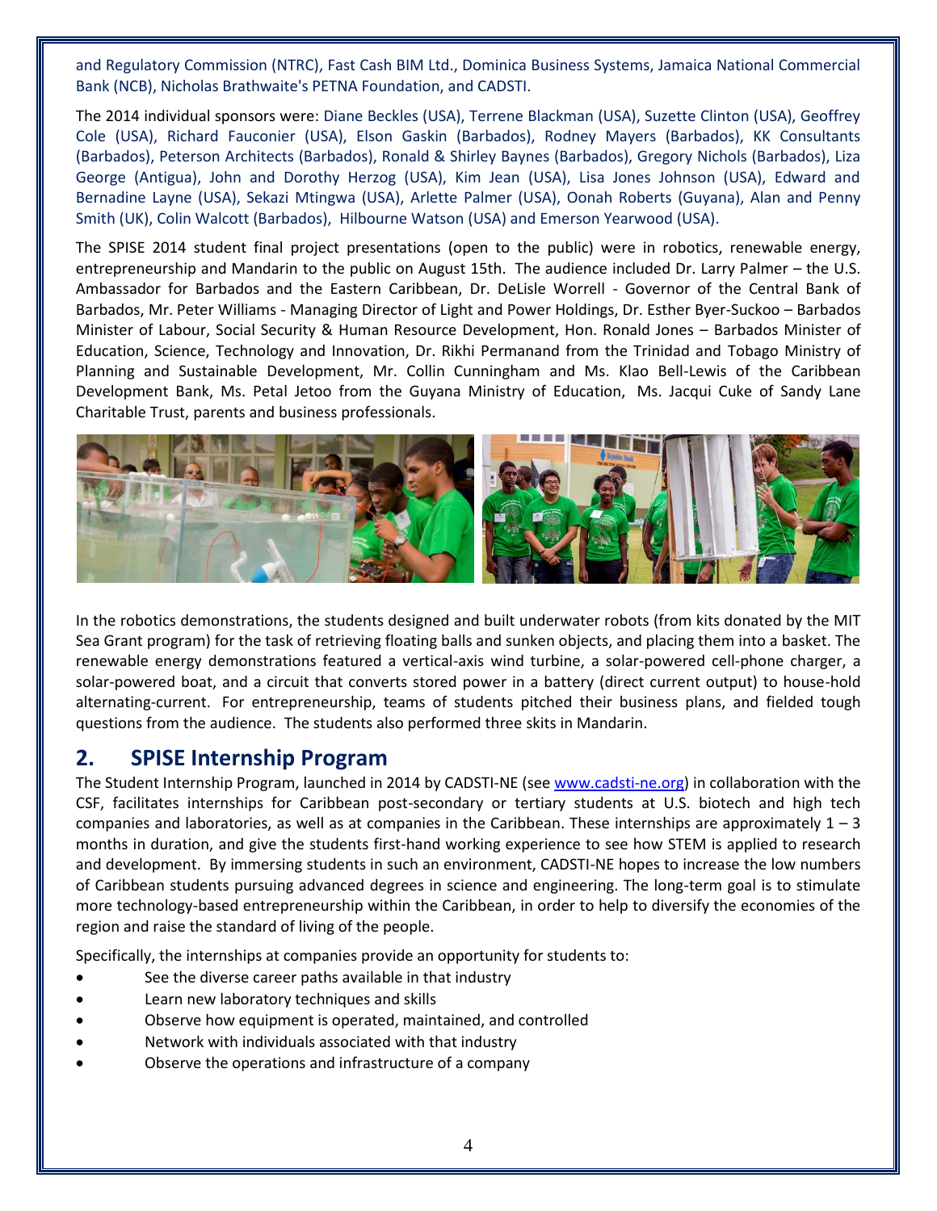and Regulatory Commission (NTRC), Fast Cash BIM Ltd., Dominica Business Systems, Jamaica National Commercial Bank (NCB), Nicholas Brathwaite's PETNA Foundation, and CADSTI.

The 2014 individual sponsors were: Diane Beckles (USA), Terrene Blackman (USA), Suzette Clinton (USA), Geoffrey Cole (USA), Richard Fauconier (USA), Elson Gaskin (Barbados), Rodney Mayers (Barbados), KK Consultants (Barbados), Peterson Architects (Barbados), Ronald & Shirley Baynes (Barbados), Gregory Nichols (Barbados), Liza George (Antigua), John and Dorothy Herzog (USA), Kim Jean (USA), Lisa Jones Johnson (USA), Edward and Bernadine Layne (USA), Sekazi Mtingwa (USA), Arlette Palmer (USA), Oonah Roberts (Guyana), Alan and Penny Smith (UK), Colin Walcott (Barbados), Hilbourne Watson (USA) and Emerson Yearwood (USA).

The SPISE 2014 student final project presentations (open to the public) were in robotics, renewable energy, entrepreneurship and Mandarin to the public on August 15th. The audience included Dr. Larry Palmer – the U.S. Ambassador for Barbados and the Eastern Caribbean, Dr. DeLisle Worrell - Governor of the Central Bank of Barbados, Mr. Peter Williams - Managing Director of Light and Power Holdings, Dr. Esther Byer-Suckoo – Barbados Minister of Labour, Social Security & Human Resource Development, Hon. Ronald Jones – Barbados Minister of Education, Science, Technology and Innovation, Dr. Rikhi Permanand from the Trinidad and Tobago Ministry of Planning and Sustainable Development, Mr. Collin Cunningham and Ms. Klao Bell-Lewis of the Caribbean Development Bank, Ms. Petal Jetoo from the Guyana Ministry of Education, Ms. Jacqui Cuke of Sandy Lane Charitable Trust, parents and business professionals.

In the robotics demonstrations, the students designed and built underwater robots (from kits donated by the MIT Sea Grant program) for the task of retrieving floating balls and sunken objects, and placing them into a basket. The renewable energy demonstrations featured a vertical-axis wind turbine, a solar-powered cell-phone charger, a solar-powered boat, and a circuit that converts stored power in a battery (direct current output) to house-hold alternating-current. For entrepreneurship, teams of students pitched their business plans, and fielded tough questions from the audience. The students also performed three skits in Mandarin.

## 2. SPISE Internship Program

The Student Internship Program, launched in 2014 by CADSTI-NE (see www.cadsti-ne.org) in collaboration with the CSF, facilitates internships for Caribbean post-secondary or tertiary students at U.S. biotech and high tech companies and laboratories, as well as at companies in the Caribbean. These internships are approximately 1 – 3 months in duration, and give the students first-hand working experience to see how STEM is applied to research and development. By immersing students in such an environment, CADSTI-NE hopes to increase the low numbers of Caribbean students pursuing advanced degrees in science and engineering. The long-term goal is to stimulate more technology-based entrepreneurship within the Caribbean, in order to help to diversify the economies of the region and raise the standard of living of the people.

Specifically, the internships at companies provide an opportunity for students to:

- See the diverse career paths available in that industry
- Learn new laboratory techniques and skills
- Observe how equipment is operated, maintained, and controlled
- Network with individuals associated with that industry
- Observe the operations and infrastructure of a company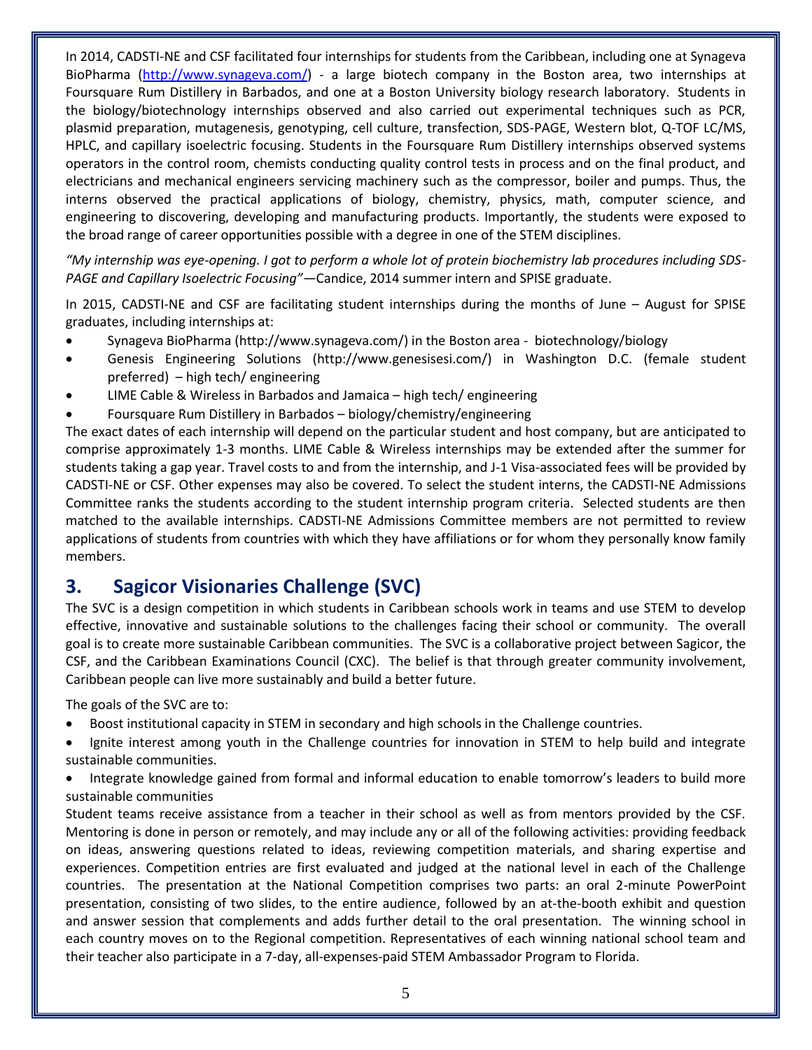In 2014, CADSTI-NE and CSF facilitated four internships for students from the Caribbean, including one at Synageva BioPharma (http://www.synageva.com/) - a large biotech company in the Boston area, two internships at Foursquare Rum Distillery in Barbados, and one at a Boston University biology research laboratory. Students in the biology/biotechnology internships observed and also carried out experimental techniques such as PCR, plasmid preparation, mutagenesis, genotyping, cell culture, transfection, SDS-PAGE, Western blot, Q-TOF LC/MS, HPLC, and capillary isoelectric focusing. Students in the Foursquare Rum Distillery internships observed systems operators in the control room, chemists conducting quality control tests in process and on the final product, and electricians and mechanical engineers servicing machinery such as the compressor, boiler and pumps. Thus, the interns observed the practical applications of biology, chemistry, physics, math, computer science, and engineering to discovering, developing and manufacturing products. Importantly, the students were exposed to the broad range of career opportunities possible with a degree in one of the STEM disciplines.

*"My internship was eye-opening. I got to perform a whole lot of protein biochemistry lab procedures including SDS-PAGE and Capillary Isoelectric Focusing"*—Candice, 2014 summer intern and SPISE graduate.

In 2015, CADSTI-NE and CSF are facilitating student internships during the months of June – August for SPISE graduates, including internships at:

- Synageva BioPharma (http://www.synageva.com/) in the Boston area - biotechnology/biology
- Genesis Engineering Solutions (http://www.genesisesi.com/) in Washington D.C. (female student preferred) – high tech/ engineering
- LIME Cable & Wireless in Barbados and Jamaica – high tech/ engineering
- Foursquare Rum Distillery in Barbados – biology/chemistry/engineering

The exact dates of each internship will depend on the particular student and host company, but are anticipated to comprise approximately 1-3 months. LIME Cable & Wireless internships may be extended after the summer for students taking a gap year. Travel costs to and from the internship, and J-1 Visa-associated fees will be provided by CADSTI-NE or CSF. Other expenses may also be covered. To select the student interns, the CADSTI-NE Admissions Committee ranks the students according to the student internship program criteria. Selected students are then matched to the available internships. CADSTI-NE Admissions Committee members are not permitted to review applications of students from countries with which they have affiliations or for whom they personally know family members.

## 3. Sagicor Visionaries Challenge (SVC)

The SVC is a design competition in which students in Caribbean schools work in teams and use STEM to develop effective, innovative and sustainable solutions to the challenges facing their school or community. The overall goal is to create more sustainable Caribbean communities. The SVC is a collaborative project between Sagicor, the CSF, and the Caribbean Examinations Council (CXC). The belief is that through greater community involvement, Caribbean people can live more sustainably and build a better future.

The goals of the SVC are to:

- Boost institutional capacity in STEM in secondary and high schools in the Challenge countries.
- Ignite interest among youth in the Challenge countries for innovation in STEM to help build and integrate sustainable communities.
- Integrate knowledge gained from formal and informal education to enable tomorrow's leaders to build more sustainable communities

Student teams receive assistance from a teacher in their school as well as from mentors provided by the CSF. Mentoring is done in person or remotely, and may include any or all of the following activities: providing feedback on ideas, answering questions related to ideas, reviewing competition materials, and sharing expertise and experiences. Competition entries are first evaluated and judged at the national level in each of the Challenge countries. The presentation at the National Competition comprises two parts: an oral 2-minute PowerPoint presentation, consisting of two slides, to the entire audience, followed by an at-the-booth exhibit and question and answer session that complements and adds further detail to the oral presentation. The winning school in each country moves on to the Regional competition. Representatives of each winning national school team and their teacher also participate in a 7-day, all-expenses-paid STEM Ambassador Program to Florida.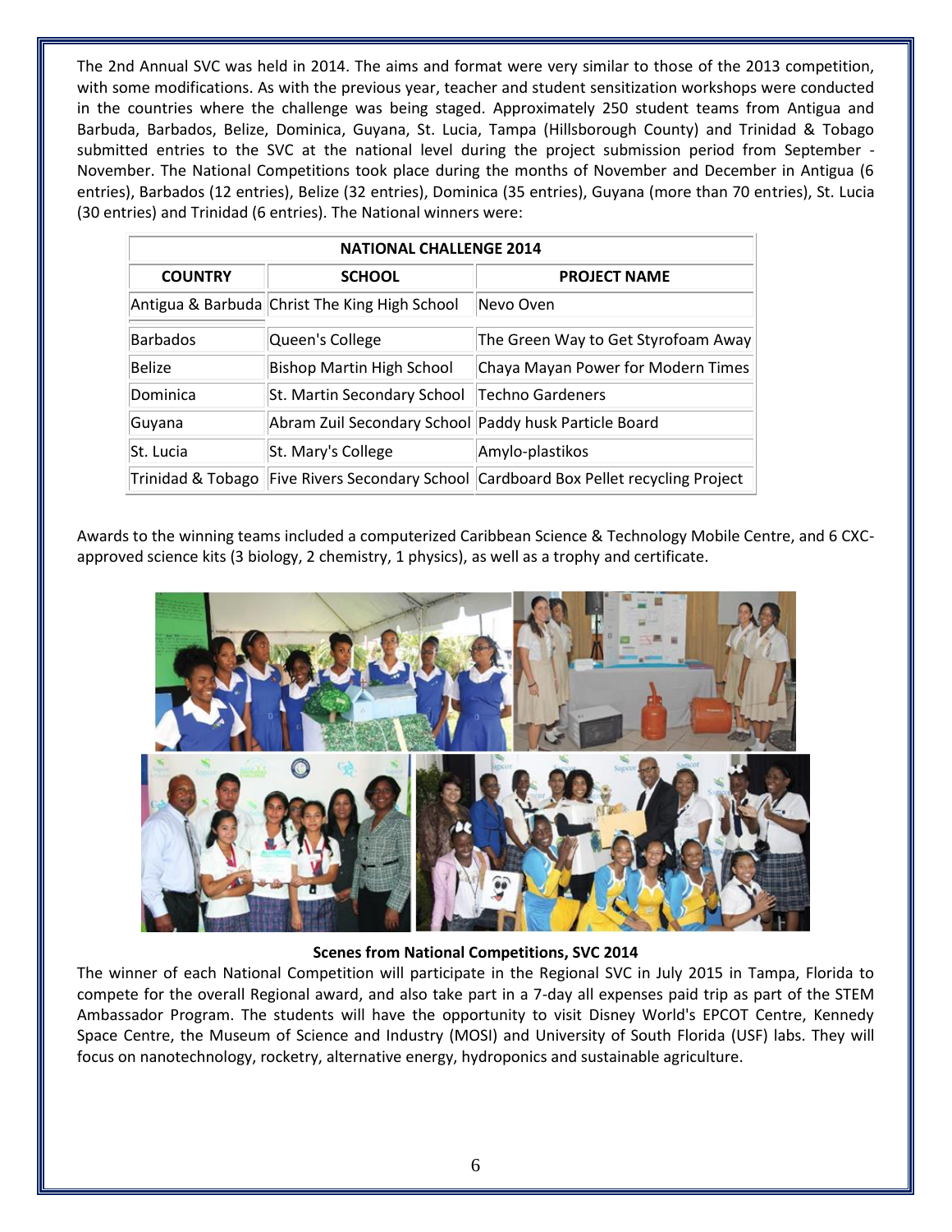The 2nd Annual SVC was held in 2014. The aims and format were very similar to those of the 2013 competition, with some modifications. As with the previous year, teacher and student sensitization workshops were conducted in the countries where the challenge was being staged. Approximately 250 student teams from Antigua and Barbuda, Barbados, Belize, Dominica, Guyana, St. Lucia, Tampa (Hillsborough County) and Trinidad & Tobago submitted entries to the SVC at the national level during the project submission period from September - November. The National Competitions took place during the months of November and December in Antigua (6 entries), Barbados (12 entries), Belize (32 entries), Dominica (35 entries), Guyana (more than 70 entries), St. Lucia (30 entries) and Trinidad (6 entries). The National winners were:

| NATIONAL CHALLENGE 2014 | | |
|---|---|---|
| **COUNTRY** | **SCHOOL** | **PROJECT NAME** |
| Antigua & Barbuda | Christ The King High School | Nevo Oven |
| Barbados | Queen's College | The Green Way to Get Styrofoam Away |
| Belize | Bishop Martin High School | Chaya Mayan Power for Modern Times |
| Dominica | St. Martin Secondary School | Techno Gardeners |
| Guyana | Abram Zuil Secondary School | Paddy husk Particle Board |
| St. Lucia | St. Mary's College | Amylo-plastikos |
| Trinidad & Tobago | Five Rivers Secondary School | Cardboard Box Pellet recycling Project |

Awards to the winning teams included a computerized Caribbean Science & Technology Mobile Centre, and 6 CXC-approved science kits (3 biology, 2 chemistry, 1 physics), as well as a trophy and certificate.

**Scenes from National Competitions, SVC 2014**

The winner of each National Competition will participate in the Regional SVC in July 2015 in Tampa, Florida to compete for the overall Regional award, and also take part in a 7-day all expenses paid trip as part of the STEM Ambassador Program. The students will have the opportunity to visit Disney World's EPCOT Centre, Kennedy Space Centre, the Museum of Science and Industry (MOSI) and University of South Florida (USF) labs. They will focus on nanotechnology, rocketry, alternative energy, hydroponics and sustainable agriculture.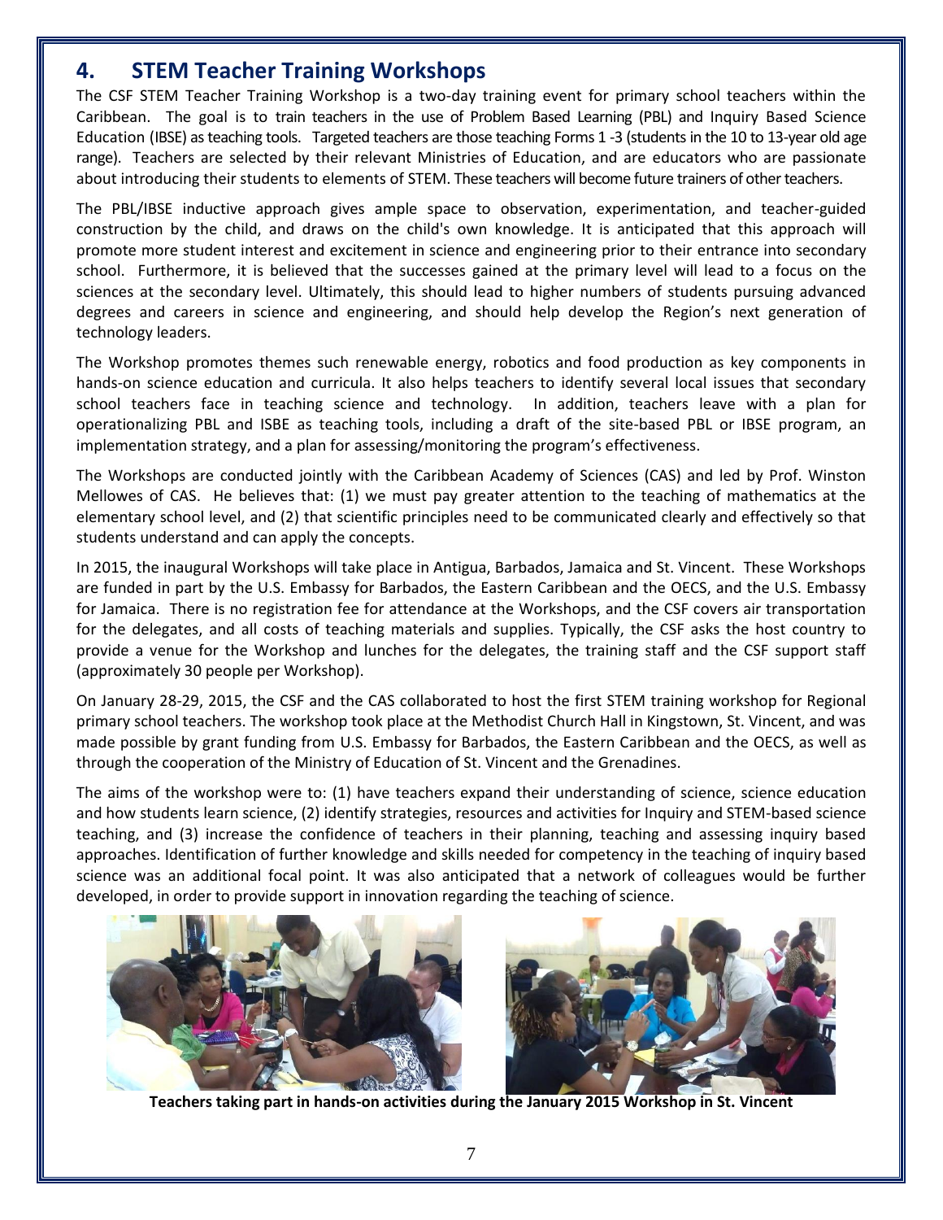## 4. STEM Teacher Training Workshops

The CSF STEM Teacher Training Workshop is a two-day training event for primary school teachers within the Caribbean. The goal is to train teachers in the use of Problem Based Learning (PBL) and Inquiry Based Science Education (IBSE) as teaching tools. Targeted teachers are those teaching Forms 1 -3 (students in the 10 to 13-year old age range). Teachers are selected by their relevant Ministries of Education, and are educators who are passionate about introducing their students to elements of STEM. These teachers will become future trainers of other teachers.

The PBL/IBSE inductive approach gives ample space to observation, experimentation, and teacher-guided construction by the child, and draws on the child's own knowledge. It is anticipated that this approach will promote more student interest and excitement in science and engineering prior to their entrance into secondary school. Furthermore, it is believed that the successes gained at the primary level will lead to a focus on the sciences at the secondary level. Ultimately, this should lead to higher numbers of students pursuing advanced degrees and careers in science and engineering, and should help develop the Region's next generation of technology leaders.

The Workshop promotes themes such renewable energy, robotics and food production as key components in hands-on science education and curricula. It also helps teachers to identify several local issues that secondary school teachers face in teaching science and technology. In addition, teachers leave with a plan for operationalizing PBL and ISBE as teaching tools, including a draft of the site-based PBL or IBSE program, an implementation strategy, and a plan for assessing/monitoring the program's effectiveness.

The Workshops are conducted jointly with the Caribbean Academy of Sciences (CAS) and led by Prof. Winston Mellowes of CAS. He believes that: (1) we must pay greater attention to the teaching of mathematics at the elementary school level, and (2) that scientific principles need to be communicated clearly and effectively so that students understand and can apply the concepts.

In 2015, the inaugural Workshops will take place in Antigua, Barbados, Jamaica and St. Vincent. These Workshops are funded in part by the U.S. Embassy for Barbados, the Eastern Caribbean and the OECS, and the U.S. Embassy for Jamaica. There is no registration fee for attendance at the Workshops, and the CSF covers air transportation for the delegates, and all costs of teaching materials and supplies. Typically, the CSF asks the host country to provide a venue for the Workshop and lunches for the delegates, the training staff and the CSF support staff (approximately 30 people per Workshop).

On January 28-29, 2015, the CSF and the CAS collaborated to host the first STEM training workshop for Regional primary school teachers. The workshop took place at the Methodist Church Hall in Kingstown, St. Vincent, and was made possible by grant funding from U.S. Embassy for Barbados, the Eastern Caribbean and the OECS, as well as through the cooperation of the Ministry of Education of St. Vincent and the Grenadines.

The aims of the workshop were to: (1) have teachers expand their understanding of science, science education and how students learn science, (2) identify strategies, resources and activities for Inquiry and STEM-based science teaching, and (3) increase the confidence of teachers in their planning, teaching and assessing inquiry based approaches. Identification of further knowledge and skills needed for competency in the teaching of inquiry based science was an additional focal point. It was also anticipated that a network of colleagues would be further developed, in order to provide support in innovation regarding the teaching of science.

**Teachers taking part in hands-on activities during the January 2015 Workshop in St. Vincent**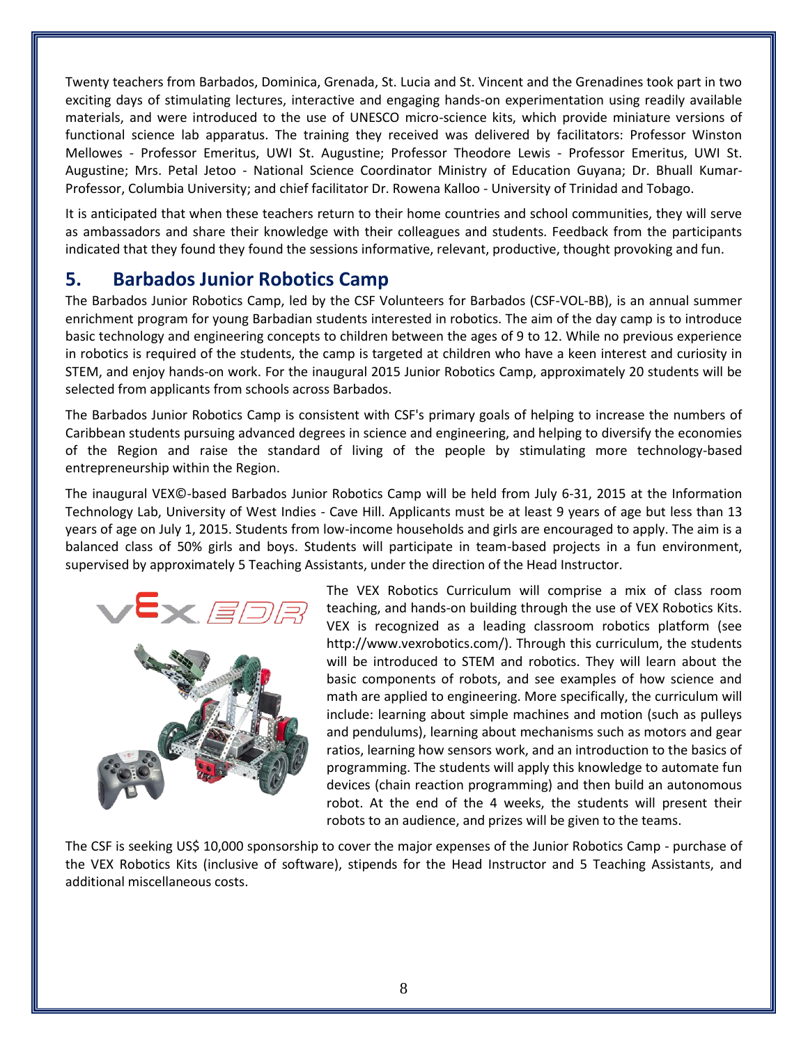Twenty teachers from Barbados, Dominica, Grenada, St. Lucia and St. Vincent and the Grenadines took part in two exciting days of stimulating lectures, interactive and engaging hands-on experimentation using readily available materials, and were introduced to the use of UNESCO micro-science kits, which provide miniature versions of functional science lab apparatus. The training they received was delivered by facilitators: Professor Winston Mellowes - Professor Emeritus, UWI St. Augustine; Professor Theodore Lewis - Professor Emeritus, UWI St. Augustine; Mrs. Petal Jetoo - National Science Coordinator Ministry of Education Guyana; Dr. Bhuall Kumar-Professor, Columbia University; and chief facilitator Dr. Rowena Kalloo - University of Trinidad and Tobago.

It is anticipated that when these teachers return to their home countries and school communities, they will serve as ambassadors and share their knowledge with their colleagues and students. Feedback from the participants indicated that they found they found the sessions informative, relevant, productive, thought provoking and fun.

## 5. Barbados Junior Robotics Camp

The Barbados Junior Robotics Camp, led by the CSF Volunteers for Barbados (CSF-VOL-BB), is an annual summer enrichment program for young Barbadian students interested in robotics. The aim of the day camp is to introduce basic technology and engineering concepts to children between the ages of 9 to 12. While no previous experience in robotics is required of the students, the camp is targeted at children who have a keen interest and curiosity in STEM, and enjoy hands-on work. For the inaugural 2015 Junior Robotics Camp, approximately 20 students will be selected from applicants from schools across Barbados.

The Barbados Junior Robotics Camp is consistent with CSF's primary goals of helping to increase the numbers of Caribbean students pursuing advanced degrees in science and engineering, and helping to diversify the economies of the Region and raise the standard of living of the people by stimulating more technology-based entrepreneurship within the Region.

The inaugural VEX©-based Barbados Junior Robotics Camp will be held from July 6-31, 2015 at the Information Technology Lab, University of West Indies - Cave Hill. Applicants must be at least 9 years of age but less than 13 years of age on July 1, 2015. Students from low-income households and girls are encouraged to apply. The aim is a balanced class of 50% girls and boys. Students will participate in team-based projects in a fun environment, supervised by approximately 5 Teaching Assistants, under the direction of the Head Instructor.

The VEX Robotics Curriculum will comprise a mix of class room teaching, and hands-on building through the use of VEX Robotics Kits. VEX is recognized as a leading classroom robotics platform (see http://www.vexrobotics.com/). Through this curriculum, the students will be introduced to STEM and robotics. They will learn about the basic components of robots, and see examples of how science and math are applied to engineering. More specifically, the curriculum will include: learning about simple machines and motion (such as pulleys and pendulums), learning about mechanisms such as motors and gear ratios, learning how sensors work, and an introduction to the basics of programming. The students will apply this knowledge to automate fun devices (chain reaction programming) and then build an autonomous robot. At the end of the 4 weeks, the students will present their robots to an audience, and prizes will be given to the teams.

The CSF is seeking US$ 10,000 sponsorship to cover the major expenses of the Junior Robotics Camp - purchase of the VEX Robotics Kits (inclusive of software), stipends for the Head Instructor and 5 Teaching Assistants, and additional miscellaneous costs.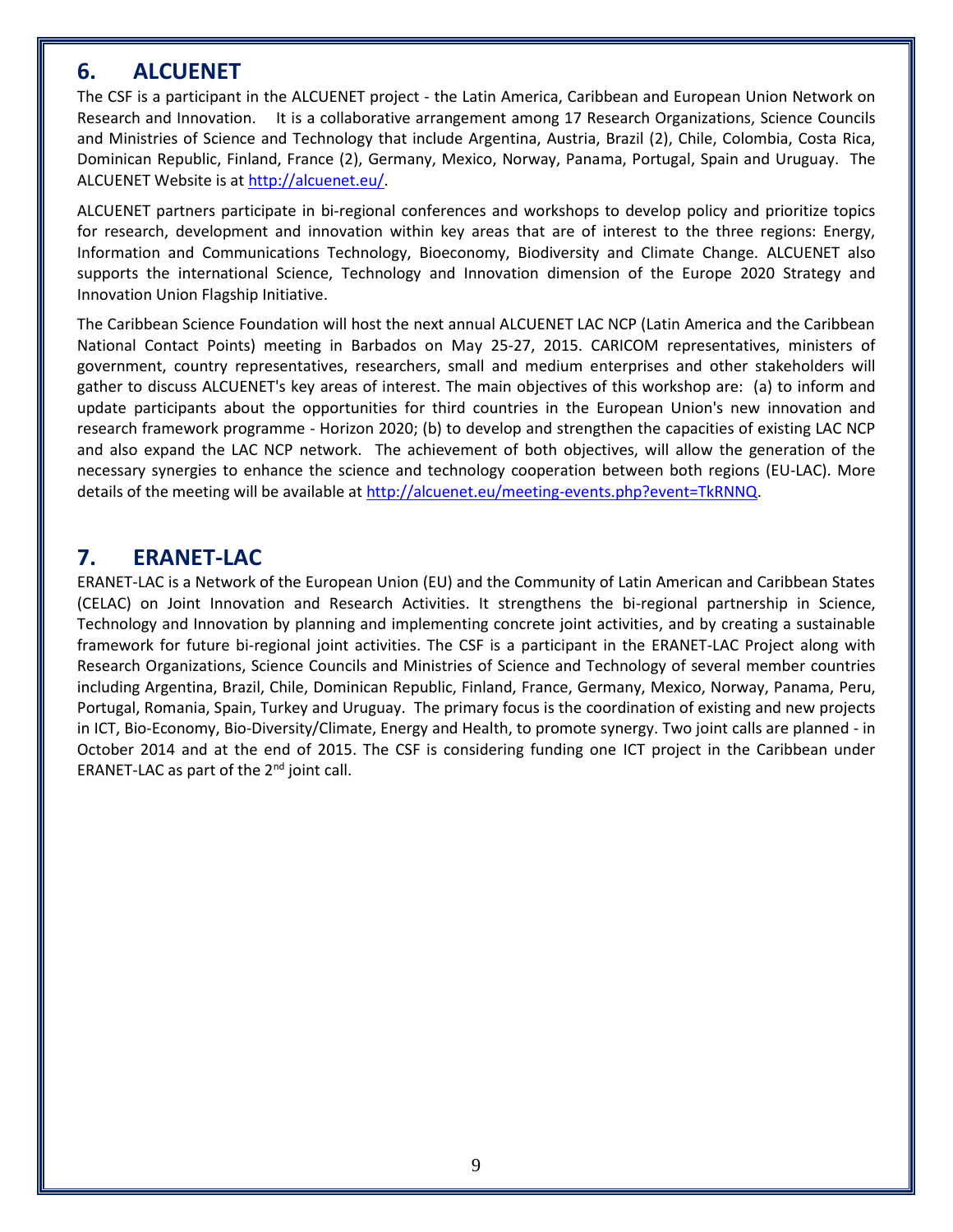## 6. ALCUENET

The CSF is a participant in the ALCUENET project - the Latin America, Caribbean and European Union Network on Research and Innovation. It is a collaborative arrangement among 17 Research Organizations, Science Councils and Ministries of Science and Technology that include Argentina, Austria, Brazil (2), Chile, Colombia, Costa Rica, Dominican Republic, Finland, France (2), Germany, Mexico, Norway, Panama, Portugal, Spain and Uruguay. The ALCUENET Website is at http://alcuenet.eu/.

ALCUENET partners participate in bi-regional conferences and workshops to develop policy and prioritize topics for research, development and innovation within key areas that are of interest to the three regions: Energy, Information and Communications Technology, Bioeconomy, Biodiversity and Climate Change. ALCUENET also supports the international Science, Technology and Innovation dimension of the Europe 2020 Strategy and Innovation Union Flagship Initiative.

The Caribbean Science Foundation will host the next annual ALCUENET LAC NCP (Latin America and the Caribbean National Contact Points) meeting in Barbados on May 25-27, 2015. CARICOM representatives, ministers of government, country representatives, researchers, small and medium enterprises and other stakeholders will gather to discuss ALCUENET's key areas of interest. The main objectives of this workshop are: (a) to inform and update participants about the opportunities for third countries in the European Union's new innovation and research framework programme - Horizon 2020; (b) to develop and strengthen the capacities of existing LAC NCP and also expand the LAC NCP network. The achievement of both objectives, will allow the generation of the necessary synergies to enhance the science and technology cooperation between both regions (EU-LAC). More details of the meeting will be available at http://alcuenet.eu/meeting-events.php?event=TkRNNQ.

## 7. ERANET-LAC

ERANET-LAC is a Network of the European Union (EU) and the Community of Latin American and Caribbean States (CELAC) on Joint Innovation and Research Activities. It strengthens the bi-regional partnership in Science, Technology and Innovation by planning and implementing concrete joint activities, and by creating a sustainable framework for future bi-regional joint activities. The CSF is a participant in the ERANET-LAC Project along with Research Organizations, Science Councils and Ministries of Science and Technology of several member countries including Argentina, Brazil, Chile, Dominican Republic, Finland, France, Germany, Mexico, Norway, Panama, Peru, Portugal, Romania, Spain, Turkey and Uruguay. The primary focus is the coordination of existing and new projects in ICT, Bio-Economy, Bio-Diversity/Climate, Energy and Health, to promote synergy. Two joint calls are planned - in October 2014 and at the end of 2015. The CSF is considering funding one ICT project in the Caribbean under ERANET-LAC as part of the 2nd joint call.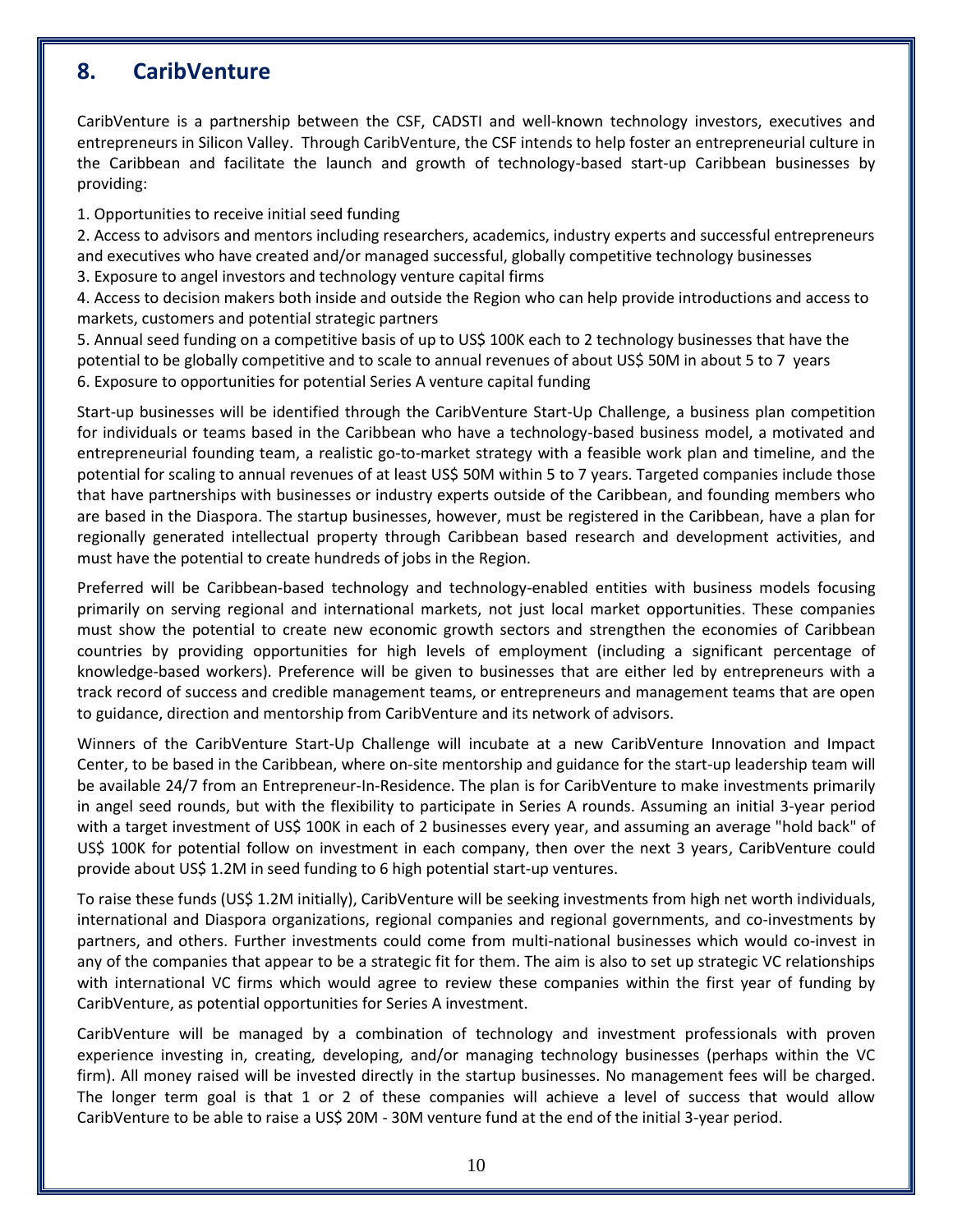## 8. CaribVenture

CaribVenture is a partnership between the CSF, CADSTI and well-known technology investors, executives and entrepreneurs in Silicon Valley. Through CaribVenture, the CSF intends to help foster an entrepreneurial culture in the Caribbean and facilitate the launch and growth of technology-based start-up Caribbean businesses by providing:

1. Opportunities to receive initial seed funding
2. Access to advisors and mentors including researchers, academics, industry experts and successful entrepreneurs and executives who have created and/or managed successful, globally competitive technology businesses
3. Exposure to angel investors and technology venture capital firms
4. Access to decision makers both inside and outside the Region who can help provide introductions and access to markets, customers and potential strategic partners
5. Annual seed funding on a competitive basis of up to US$ 100K each to 2 technology businesses that have the potential to be globally competitive and to scale to annual revenues of about US$ 50M in about 5 to 7 years
6. Exposure to opportunities for potential Series A venture capital funding

Start-up businesses will be identified through the CaribVenture Start-Up Challenge, a business plan competition for individuals or teams based in the Caribbean who have a technology-based business model, a motivated and entrepreneurial founding team, a realistic go-to-market strategy with a feasible work plan and timeline, and the potential for scaling to annual revenues of at least US$ 50M within 5 to 7 years. Targeted companies include those that have partnerships with businesses or industry experts outside of the Caribbean, and founding members who are based in the Diaspora. The startup businesses, however, must be registered in the Caribbean, have a plan for regionally generated intellectual property through Caribbean based research and development activities, and must have the potential to create hundreds of jobs in the Region.

Preferred will be Caribbean-based technology and technology-enabled entities with business models focusing primarily on serving regional and international markets, not just local market opportunities. These companies must show the potential to create new economic growth sectors and strengthen the economies of Caribbean countries by providing opportunities for high levels of employment (including a significant percentage of knowledge-based workers). Preference will be given to businesses that are either led by entrepreneurs with a track record of success and credible management teams, or entrepreneurs and management teams that are open to guidance, direction and mentorship from CaribVenture and its network of advisors.

Winners of the CaribVenture Start-Up Challenge will incubate at a new CaribVenture Innovation and Impact Center, to be based in the Caribbean, where on-site mentorship and guidance for the start-up leadership team will be available 24/7 from an Entrepreneur-In-Residence. The plan is for CaribVenture to make investments primarily in angel seed rounds, but with the flexibility to participate in Series A rounds. Assuming an initial 3-year period with a target investment of US$ 100K in each of 2 businesses every year, and assuming an average "hold back" of US$ 100K for potential follow on investment in each company, then over the next 3 years, CaribVenture could provide about US$ 1.2M in seed funding to 6 high potential start-up ventures.

To raise these funds (US$ 1.2M initially), CaribVenture will be seeking investments from high net worth individuals, international and Diaspora organizations, regional companies and regional governments, and co-investments by partners, and others. Further investments could come from multi-national businesses which would co-invest in any of the companies that appear to be a strategic fit for them. The aim is also to set up strategic VC relationships with international VC firms which would agree to review these companies within the first year of funding by CaribVenture, as potential opportunities for Series A investment.

CaribVenture will be managed by a combination of technology and investment professionals with proven experience investing in, creating, developing, and/or managing technology businesses (perhaps within the VC firm). All money raised will be invested directly in the startup businesses. No management fees will be charged. The longer term goal is that 1 or 2 of these companies will achieve a level of success that would allow CaribVenture to be able to raise a US$ 20M - 30M venture fund at the end of the initial 3-year period.